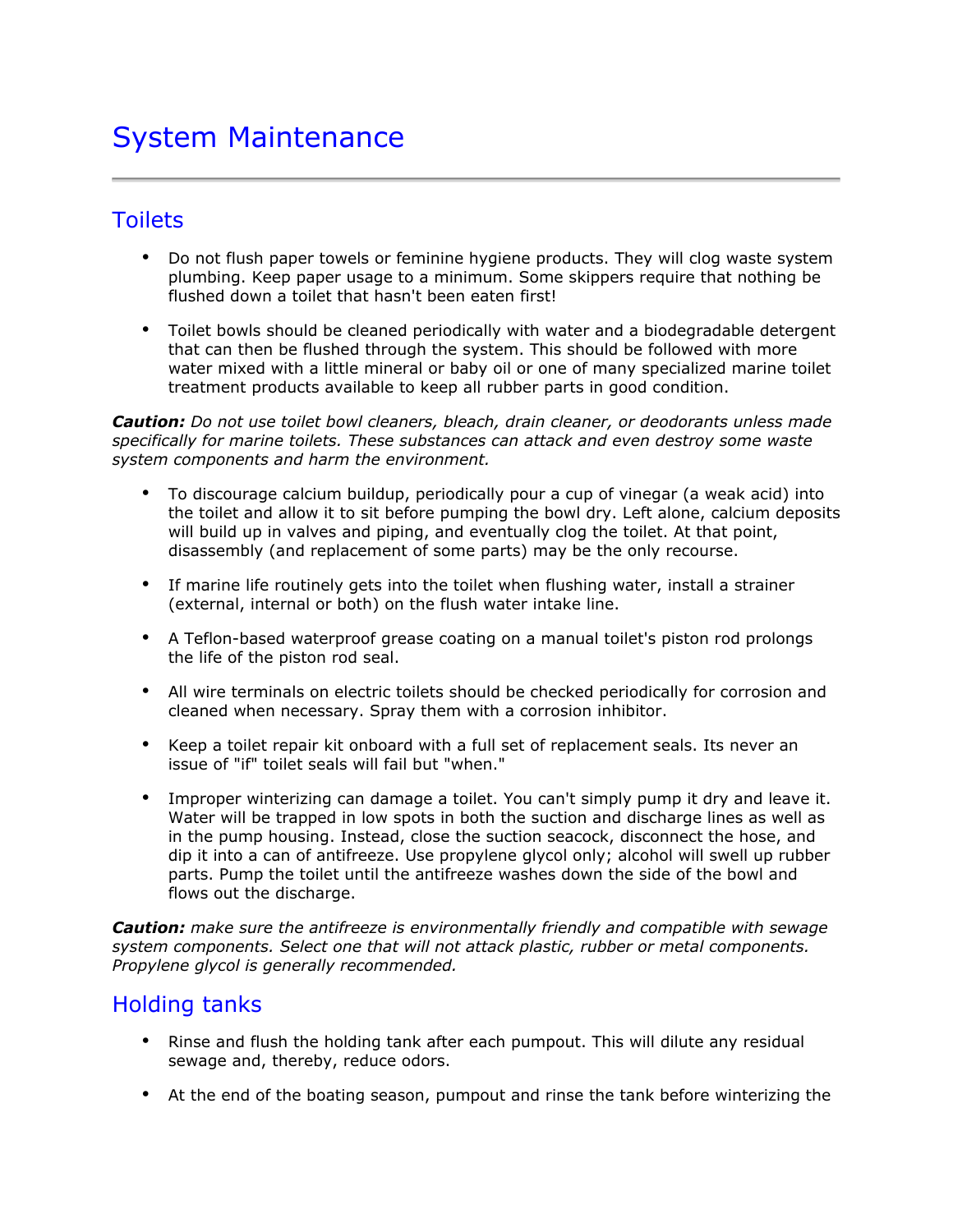# System Maintenance

## Toilets

- Do not flush paper towels or feminine hygiene products. They will clog waste system plumbing. Keep paper usage to a minimum. Some skippers require that nothing be flushed down a toilet that hasn't been eaten first!

- Toilet bowls should be cleaned periodically with water and a biodegradable detergent that can then be flushed through the system. This should be followed with more water mixed with a little mineral or baby oil or one of many specialized marine toilet treatment products available to keep all rubber parts in good condition.

***Caution:*** *Do not use toilet bowl cleaners, bleach, drain cleaner, or deodorants unless made specifically for marine toilets. These substances can attack and even destroy some waste system components and harm the environment.*

- To discourage calcium buildup, periodically pour a cup of vinegar (a weak acid) into the toilet and allow it to sit before pumping the bowl dry. Left alone, calcium deposits will build up in valves and piping, and eventually clog the toilet. At that point, disassembly (and replacement of some parts) may be the only recourse.

- If marine life routinely gets into the toilet when flushing water, install a strainer (external, internal or both) on the flush water intake line.

- A Teflon-based waterproof grease coating on a manual toilet's piston rod prolongs the life of the piston rod seal.

- All wire terminals on electric toilets should be checked periodically for corrosion and cleaned when necessary. Spray them with a corrosion inhibitor.

- Keep a toilet repair kit onboard with a full set of replacement seals. Its never an issue of "if" toilet seals will fail but "when."

- Improper winterizing can damage a toilet. You can't simply pump it dry and leave it. Water will be trapped in low spots in both the suction and discharge lines as well as in the pump housing. Instead, close the suction seacock, disconnect the hose, and dip it into a can of antifreeze. Use propylene glycol only; alcohol will swell up rubber parts. Pump the toilet until the antifreeze washes down the side of the bowl and flows out the discharge.

***Caution:*** *make sure the antifreeze is environmentally friendly and compatible with sewage system components. Select one that will not attack plastic, rubber or metal components. Propylene glycol is generally recommended.*

## Holding tanks

- Rinse and flush the holding tank after each pumpout. This will dilute any residual sewage and, thereby, reduce odors.

- At the end of the boating season, pumpout and rinse the tank before winterizing the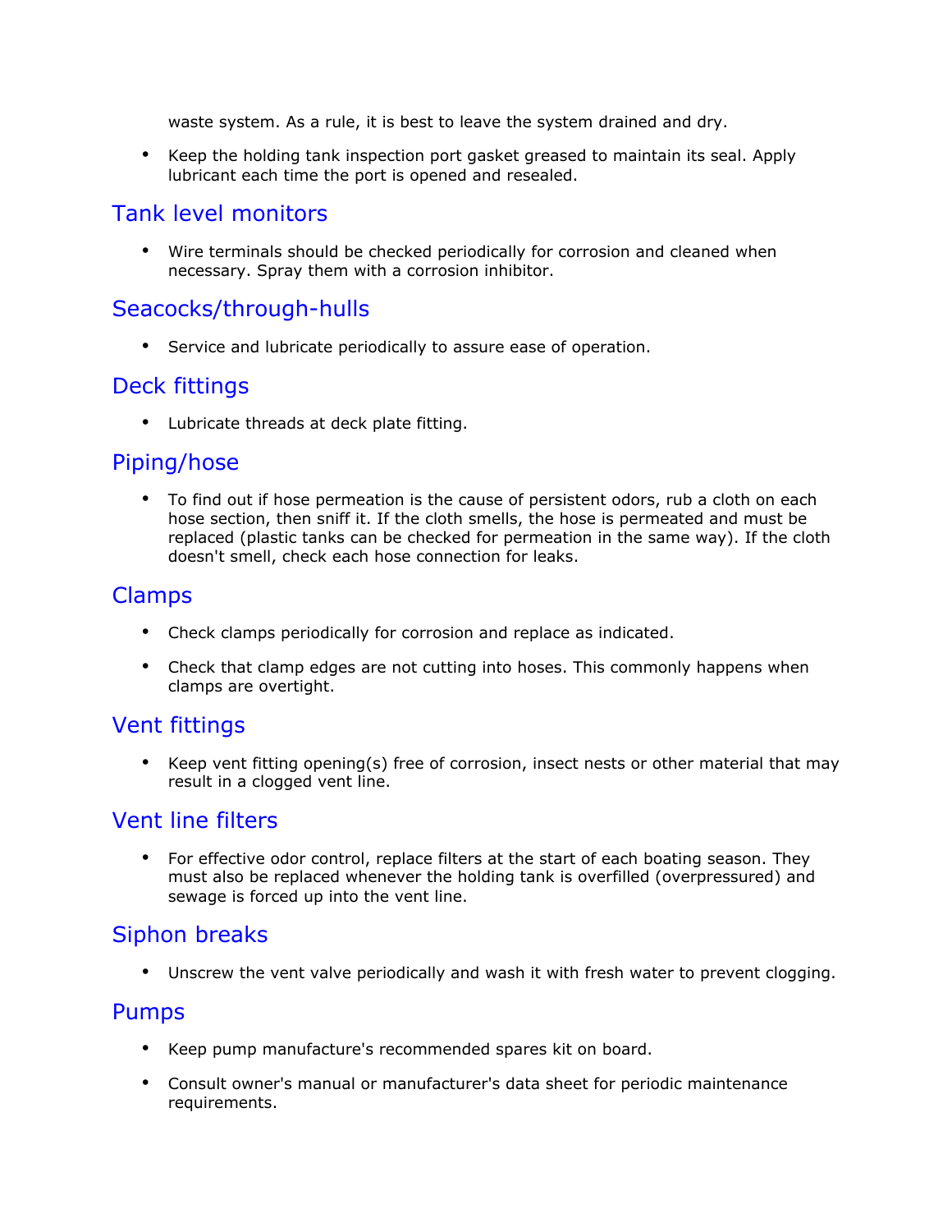waste system. As a rule, it is best to leave the system drained and dry.

- Keep the holding tank inspection port gasket greased to maintain its seal. Apply lubricant each time the port is opened and resealed.

## Tank level monitors

- Wire terminals should be checked periodically for corrosion and cleaned when necessary. Spray them with a corrosion inhibitor.

## Seacocks/through-hulls

- Service and lubricate periodically to assure ease of operation.

## Deck fittings

- Lubricate threads at deck plate fitting.

## Piping/hose

- To find out if hose permeation is the cause of persistent odors, rub a cloth on each hose section, then sniff it. If the cloth smells, the hose is permeated and must be replaced (plastic tanks can be checked for permeation in the same way). If the cloth doesn't smell, check each hose connection for leaks.

## Clamps

- Check clamps periodically for corrosion and replace as indicated.
- Check that clamp edges are not cutting into hoses. This commonly happens when clamps are overtight.

## Vent fittings

- Keep vent fitting opening(s) free of corrosion, insect nests or other material that may result in a clogged vent line.

## Vent line filters

- For effective odor control, replace filters at the start of each boating season. They must also be replaced whenever the holding tank is overfilled (overpressured) and sewage is forced up into the vent line.

## Siphon breaks

- Unscrew the vent valve periodically and wash it with fresh water to prevent clogging.

## Pumps

- Keep pump manufacture's recommended spares kit on board.
- Consult owner's manual or manufacturer's data sheet for periodic maintenance requirements.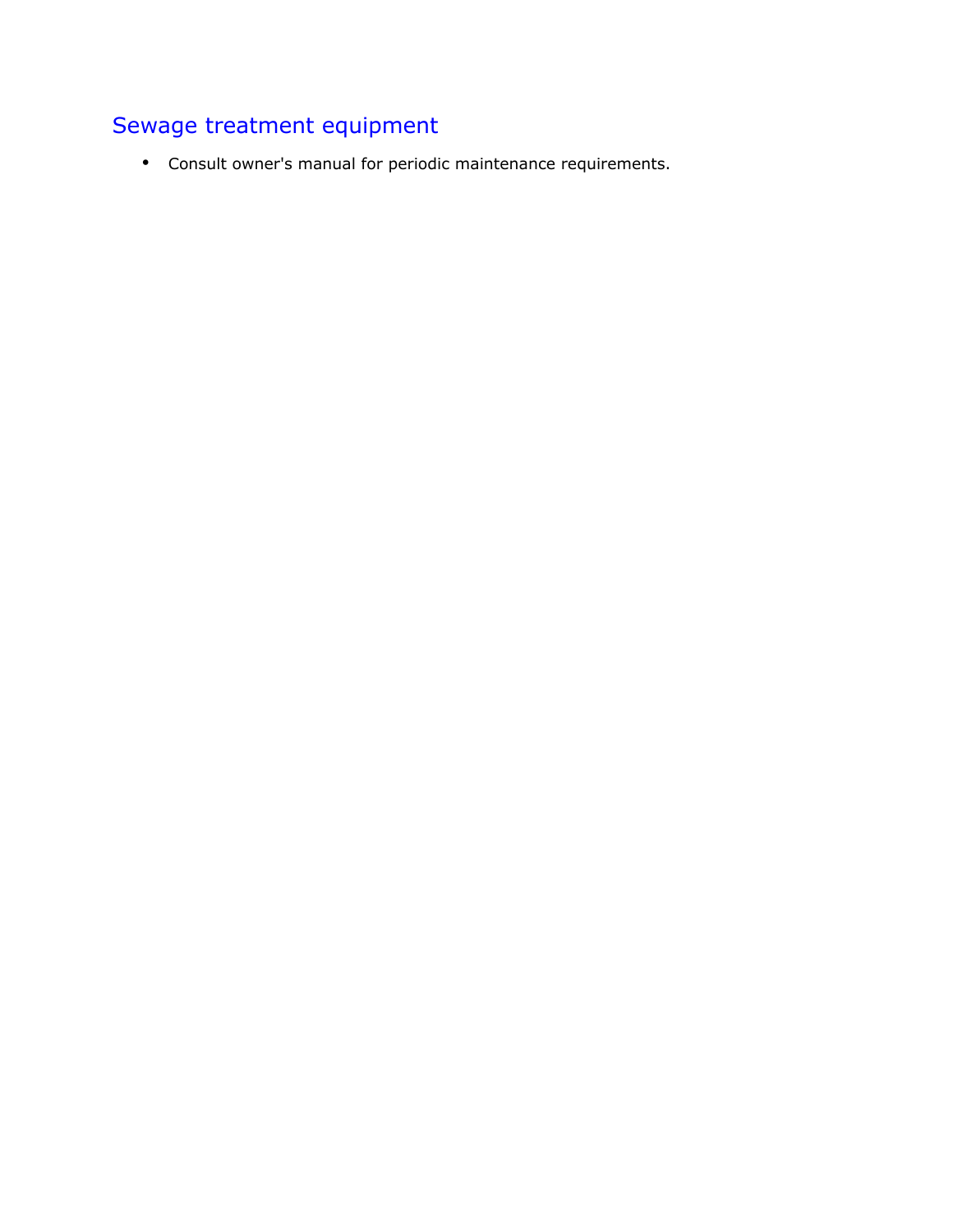## Sewage treatment equipment

- Consult owner's manual for periodic maintenance requirements.